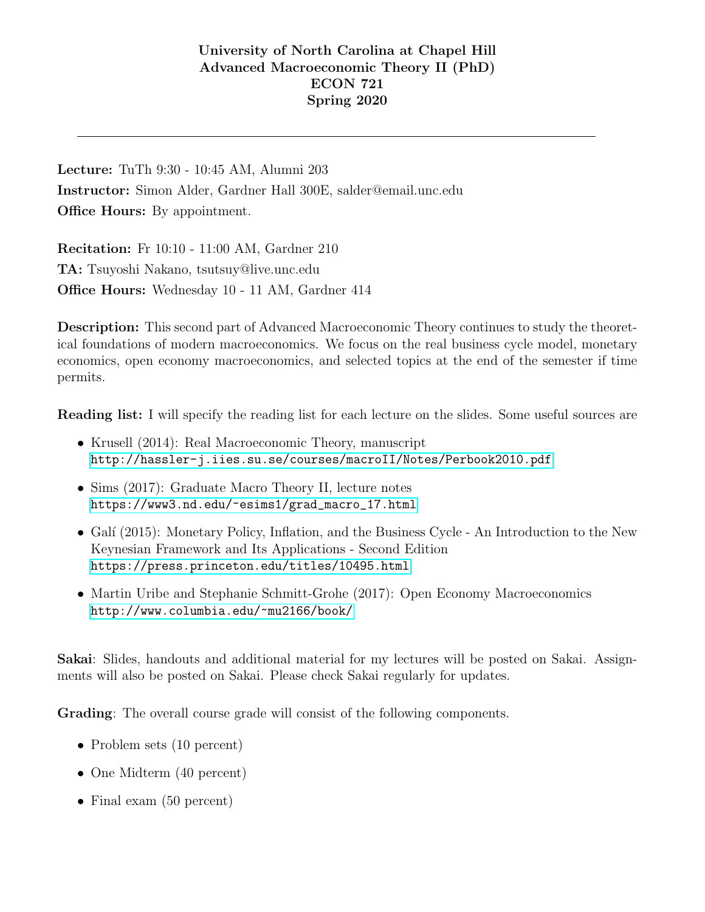**University of North Carolina at Chapel Hill**
**Advanced Macroeconomic Theory II (PhD)**
**ECON 721**
**Spring 2020**

---

**Lecture:** TuTh 9:30 - 10:45 AM, Alumni 203
**Instructor:** Simon Alder, Gardner Hall 300E, salder@email.unc.edu
**Office Hours:** By appointment.

**Recitation:** Fr 10:10 - 11:00 AM, Gardner 210
**TA:** Tsuyoshi Nakano, tsutsuy@live.unc.edu
**Office Hours:** Wednesday 10 - 11 AM, Gardner 414

**Description:** This second part of Advanced Macroeconomic Theory continues to study the theoretical foundations of modern macroeconomics. We focus on the real business cycle model, monetary economics, open economy macroeconomics, and selected topics at the end of the semester if time permits.

**Reading list:** I will specify the reading list for each lecture on the slides. Some useful sources are

- Krusell (2014): Real Macroeconomic Theory, manuscript
  http://hassler-j.iies.su.se/courses/macroII/Notes/Perbook2010.pdf
- Sims (2017): Graduate Macro Theory II, lecture notes
  https://www3.nd.edu/~esims1/grad_macro_17.html
- Galí (2015): Monetary Policy, Inflation, and the Business Cycle - An Introduction to the New Keynesian Framework and Its Applications - Second Edition
  https://press.princeton.edu/titles/10495.html
- Martin Uribe and Stephanie Schmitt-Grohe (2017): Open Economy Macroeconomics
  http://www.columbia.edu/~mu2166/book/

**Sakai**: Slides, handouts and additional material for my lectures will be posted on Sakai. Assignments will also be posted on Sakai. Please check Sakai regularly for updates.

**Grading**: The overall course grade will consist of the following components.

- Problem sets (10 percent)
- One Midterm (40 percent)
- Final exam (50 percent)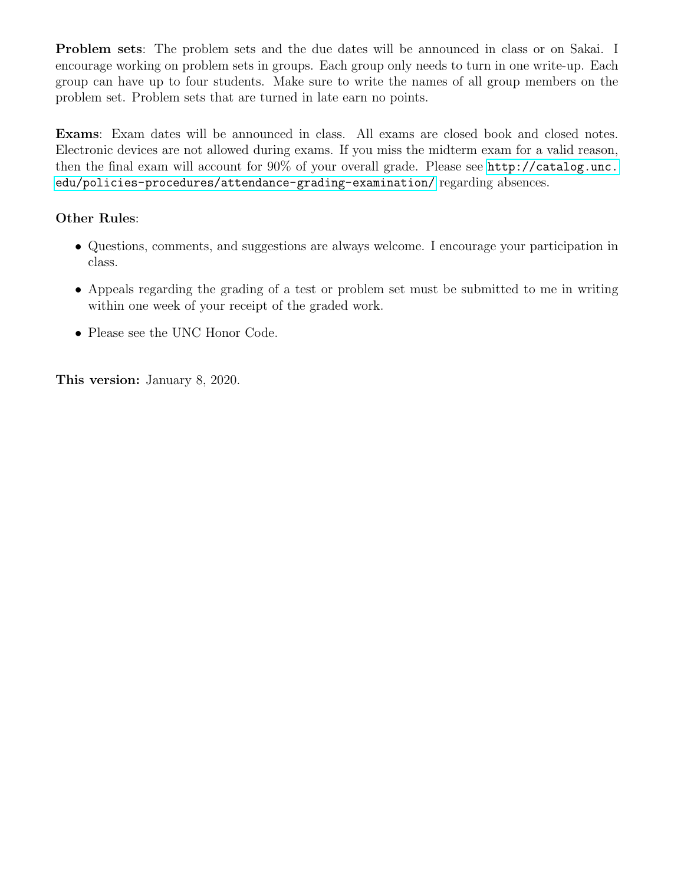**Problem sets**: The problem sets and the due dates will be announced in class or on Sakai. I encourage working on problem sets in groups. Each group only needs to turn in one write-up. Each group can have up to four students. Make sure to write the names of all group members on the problem set. Problem sets that are turned in late earn no points.

**Exams**: Exam dates will be announced in class. All exams are closed book and closed notes. Electronic devices are not allowed during exams. If you miss the midterm exam for a valid reason, then the final exam will account for 90% of your overall grade. Please see http://catalog.unc.edu/policies-procedures/attendance-grading-examination/ regarding absences.

**Other Rules**:

- Questions, comments, and suggestions are always welcome. I encourage your participation in class.
- Appeals regarding the grading of a test or problem set must be submitted to me in writing within one week of your receipt of the graded work.
- Please see the UNC Honor Code.

**This version:** January 8, 2020.